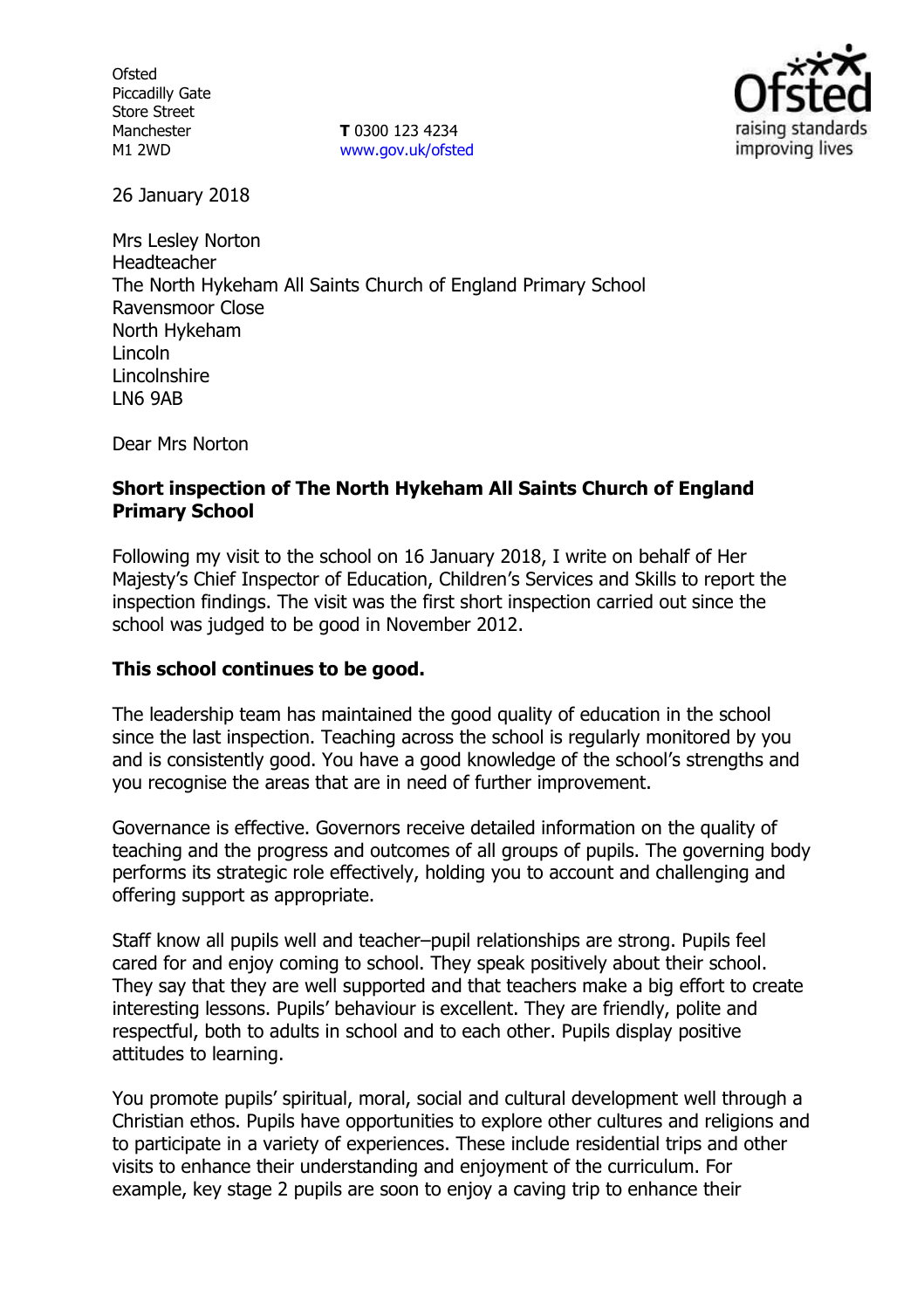Ofsted
Piccadilly Gate
Store Street
Manchester
M1 2WD

**T** 0300 123 4234
www.gov.uk/ofsted

26 January 2018

Mrs Lesley Norton
Headteacher
The North Hykeham All Saints Church of England Primary School
Ravensmoor Close
North Hykeham
Lincoln
Lincolnshire
LN6 9AB

Dear Mrs Norton

**Short inspection of The North Hykeham All Saints Church of England Primary School**

Following my visit to the school on 16 January 2018, I write on behalf of Her Majesty's Chief Inspector of Education, Children's Services and Skills to report the inspection findings. The visit was the first short inspection carried out since the school was judged to be good in November 2012.

**This school continues to be good.**

The leadership team has maintained the good quality of education in the school since the last inspection. Teaching across the school is regularly monitored by you and is consistently good. You have a good knowledge of the school's strengths and you recognise the areas that are in need of further improvement.

Governance is effective. Governors receive detailed information on the quality of teaching and the progress and outcomes of all groups of pupils. The governing body performs its strategic role effectively, holding you to account and challenging and offering support as appropriate.

Staff know all pupils well and teacher–pupil relationships are strong. Pupils feel cared for and enjoy coming to school. They speak positively about their school. They say that they are well supported and that teachers make a big effort to create interesting lessons. Pupils' behaviour is excellent. They are friendly, polite and respectful, both to adults in school and to each other. Pupils display positive attitudes to learning.

You promote pupils' spiritual, moral, social and cultural development well through a Christian ethos. Pupils have opportunities to explore other cultures and religions and to participate in a variety of experiences. These include residential trips and other visits to enhance their understanding and enjoyment of the curriculum. For example, key stage 2 pupils are soon to enjoy a caving trip to enhance their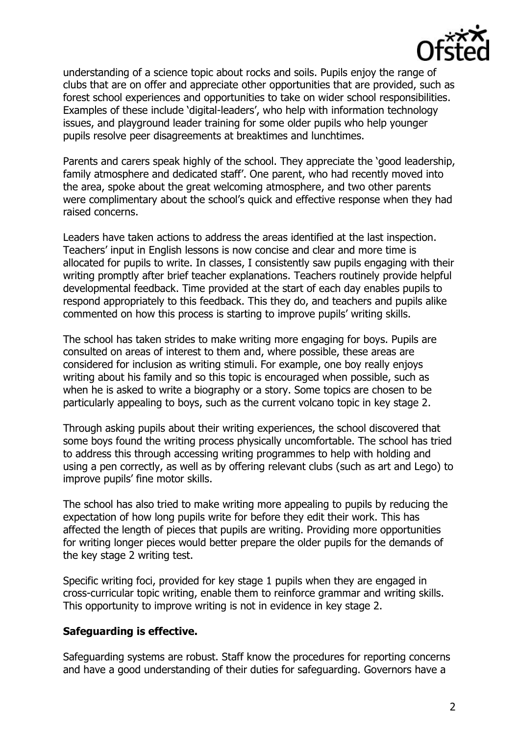understanding of a science topic about rocks and soils. Pupils enjoy the range of clubs that are on offer and appreciate other opportunities that are provided, such as forest school experiences and opportunities to take on wider school responsibilities. Examples of these include 'digital-leaders', who help with information technology issues, and playground leader training for some older pupils who help younger pupils resolve peer disagreements at breaktimes and lunchtimes.

Parents and carers speak highly of the school. They appreciate the 'good leadership, family atmosphere and dedicated staff'. One parent, who had recently moved into the area, spoke about the great welcoming atmosphere, and two other parents were complimentary about the school's quick and effective response when they had raised concerns.

Leaders have taken actions to address the areas identified at the last inspection. Teachers' input in English lessons is now concise and clear and more time is allocated for pupils to write. In classes, I consistently saw pupils engaging with their writing promptly after brief teacher explanations. Teachers routinely provide helpful developmental feedback. Time provided at the start of each day enables pupils to respond appropriately to this feedback. This they do, and teachers and pupils alike commented on how this process is starting to improve pupils' writing skills.

The school has taken strides to make writing more engaging for boys. Pupils are consulted on areas of interest to them and, where possible, these areas are considered for inclusion as writing stimuli. For example, one boy really enjoys writing about his family and so this topic is encouraged when possible, such as when he is asked to write a biography or a story. Some topics are chosen to be particularly appealing to boys, such as the current volcano topic in key stage 2.

Through asking pupils about their writing experiences, the school discovered that some boys found the writing process physically uncomfortable. The school has tried to address this through accessing writing programmes to help with holding and using a pen correctly, as well as by offering relevant clubs (such as art and Lego) to improve pupils' fine motor skills.

The school has also tried to make writing more appealing to pupils by reducing the expectation of how long pupils write for before they edit their work. This has affected the length of pieces that pupils are writing. Providing more opportunities for writing longer pieces would better prepare the older pupils for the demands of the key stage 2 writing test.

Specific writing foci, provided for key stage 1 pupils when they are engaged in cross-curricular topic writing, enable them to reinforce grammar and writing skills. This opportunity to improve writing is not in evidence in key stage 2.

**Safeguarding is effective.**

Safeguarding systems are robust. Staff know the procedures for reporting concerns and have a good understanding of their duties for safeguarding. Governors have a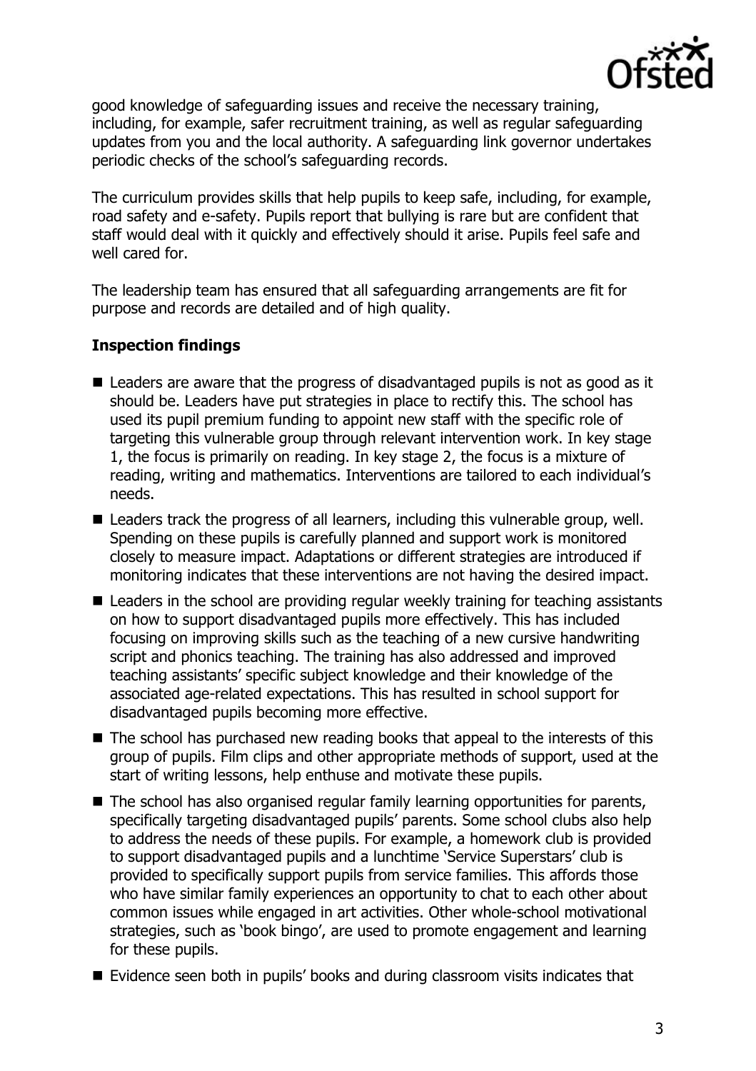good knowledge of safeguarding issues and receive the necessary training, including, for example, safer recruitment training, as well as regular safeguarding updates from you and the local authority. A safeguarding link governor undertakes periodic checks of the school's safeguarding records.

The curriculum provides skills that help pupils to keep safe, including, for example, road safety and e-safety. Pupils report that bullying is rare but are confident that staff would deal with it quickly and effectively should it arise. Pupils feel safe and well cared for.

The leadership team has ensured that all safeguarding arrangements are fit for purpose and records are detailed and of high quality.

**Inspection findings**

- Leaders are aware that the progress of disadvantaged pupils is not as good as it should be. Leaders have put strategies in place to rectify this. The school has used its pupil premium funding to appoint new staff with the specific role of targeting this vulnerable group through relevant intervention work. In key stage 1, the focus is primarily on reading. In key stage 2, the focus is a mixture of reading, writing and mathematics. Interventions are tailored to each individual's needs.
- Leaders track the progress of all learners, including this vulnerable group, well. Spending on these pupils is carefully planned and support work is monitored closely to measure impact. Adaptations or different strategies are introduced if monitoring indicates that these interventions are not having the desired impact.
- Leaders in the school are providing regular weekly training for teaching assistants on how to support disadvantaged pupils more effectively. This has included focusing on improving skills such as the teaching of a new cursive handwriting script and phonics teaching. The training has also addressed and improved teaching assistants' specific subject knowledge and their knowledge of the associated age-related expectations. This has resulted in school support for disadvantaged pupils becoming more effective.
- The school has purchased new reading books that appeal to the interests of this group of pupils. Film clips and other appropriate methods of support, used at the start of writing lessons, help enthuse and motivate these pupils.
- The school has also organised regular family learning opportunities for parents, specifically targeting disadvantaged pupils' parents. Some school clubs also help to address the needs of these pupils. For example, a homework club is provided to support disadvantaged pupils and a lunchtime 'Service Superstars' club is provided to specifically support pupils from service families. This affords those who have similar family experiences an opportunity to chat to each other about common issues while engaged in art activities. Other whole-school motivational strategies, such as 'book bingo', are used to promote engagement and learning for these pupils.
- Evidence seen both in pupils' books and during classroom visits indicates that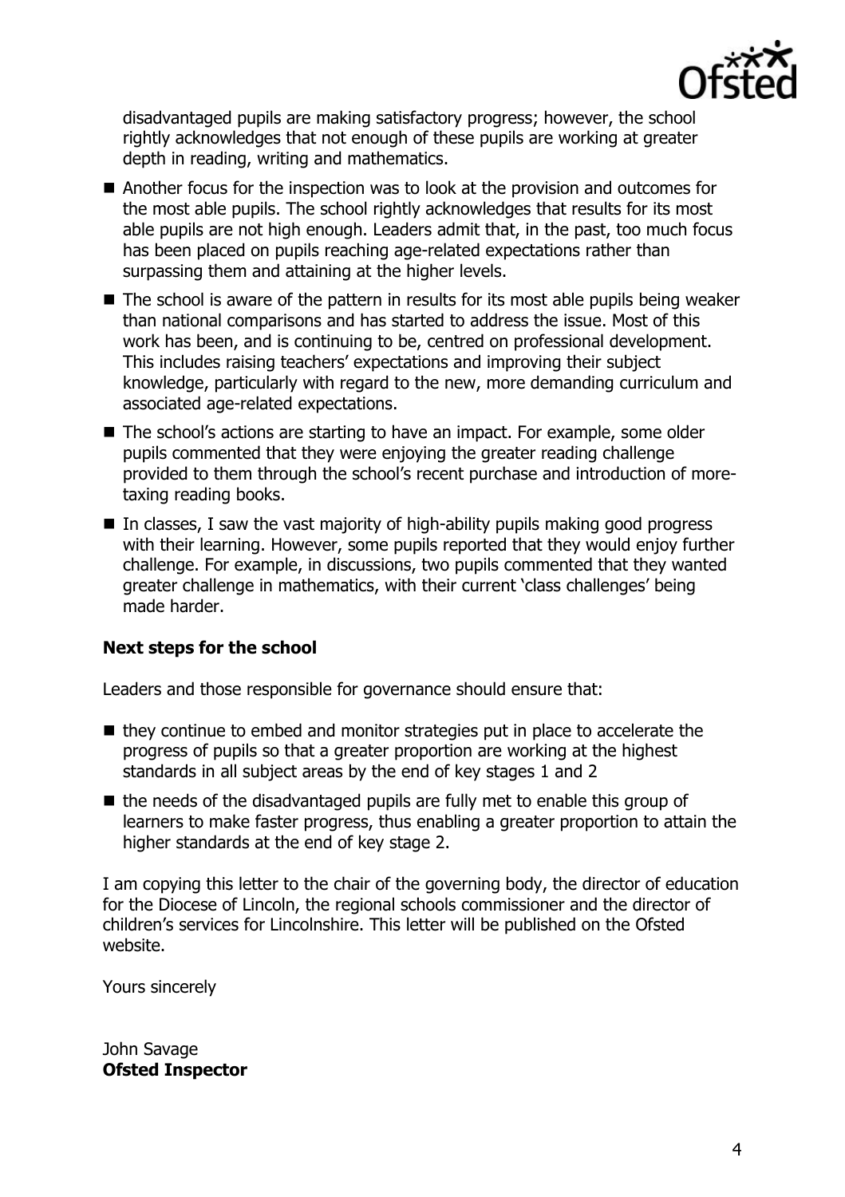disadvantaged pupils are making satisfactory progress; however, the school rightly acknowledges that not enough of these pupils are working at greater depth in reading, writing and mathematics.

- Another focus for the inspection was to look at the provision and outcomes for the most able pupils. The school rightly acknowledges that results for its most able pupils are not high enough. Leaders admit that, in the past, too much focus has been placed on pupils reaching age-related expectations rather than surpassing them and attaining at the higher levels.
- The school is aware of the pattern in results for its most able pupils being weaker than national comparisons and has started to address the issue. Most of this work has been, and is continuing to be, centred on professional development. This includes raising teachers' expectations and improving their subject knowledge, particularly with regard to the new, more demanding curriculum and associated age-related expectations.
- The school's actions are starting to have an impact. For example, some older pupils commented that they were enjoying the greater reading challenge provided to them through the school's recent purchase and introduction of more-taxing reading books.
- In classes, I saw the vast majority of high-ability pupils making good progress with their learning. However, some pupils reported that they would enjoy further challenge. For example, in discussions, two pupils commented that they wanted greater challenge in mathematics, with their current 'class challenges' being made harder.

**Next steps for the school**

Leaders and those responsible for governance should ensure that:

- they continue to embed and monitor strategies put in place to accelerate the progress of pupils so that a greater proportion are working at the highest standards in all subject areas by the end of key stages 1 and 2
- the needs of the disadvantaged pupils are fully met to enable this group of learners to make faster progress, thus enabling a greater proportion to attain the higher standards at the end of key stage 2.

I am copying this letter to the chair of the governing body, the director of education for the Diocese of Lincoln, the regional schools commissioner and the director of children's services for Lincolnshire. This letter will be published on the Ofsted website.

Yours sincerely

John Savage
**Ofsted Inspector**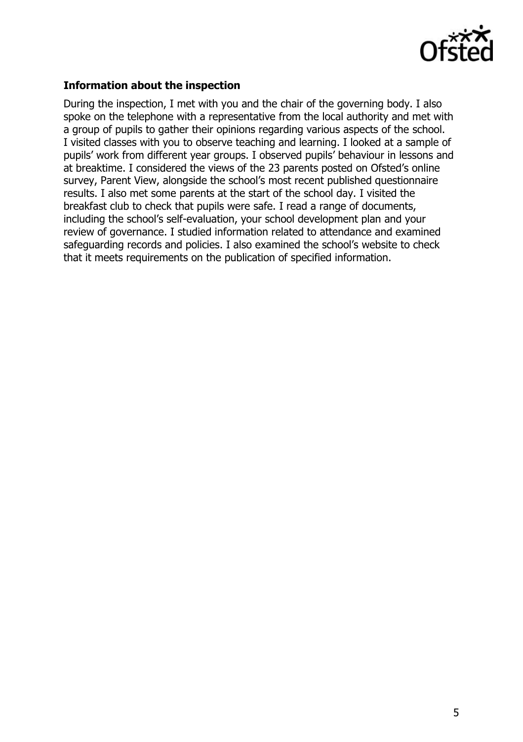**Information about the inspection**

During the inspection, I met with you and the chair of the governing body. I also spoke on the telephone with a representative from the local authority and met with a group of pupils to gather their opinions regarding various aspects of the school. I visited classes with you to observe teaching and learning. I looked at a sample of pupils' work from different year groups. I observed pupils' behaviour in lessons and at breaktime. I considered the views of the 23 parents posted on Ofsted's online survey, Parent View, alongside the school's most recent published questionnaire results. I also met some parents at the start of the school day. I visited the breakfast club to check that pupils were safe. I read a range of documents, including the school's self-evaluation, your school development plan and your review of governance. I studied information related to attendance and examined safeguarding records and policies. I also examined the school's website to check that it meets requirements on the publication of specified information.